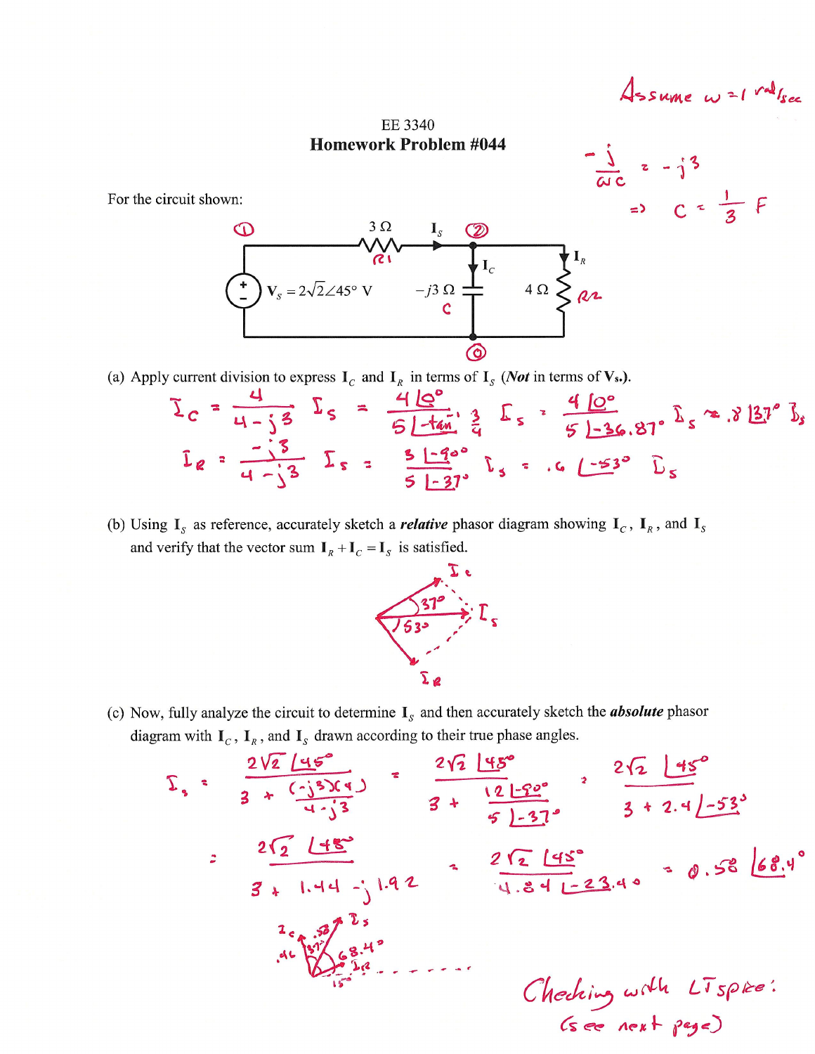Assume $\omega = 1$ rad/sec

$$\frac{-j}{\omega C} = -j3 \Rightarrow C = \frac{1}{3} F$$

# EE 3340
## Homework Problem #044

For the circuit shown:

Circuit: Node ①, $3\,\Omega$ ($R1$), $I_S$, Node ②, $V_S = 2\sqrt{2}\angle 45°$ V, $-j3\,\Omega$ ($C$) with $I_C$, $4\,\Omega$ ($R2$) with $I_R$, Node ⓪.

(a) Apply current division to express $I_C$ and $I_R$ in terms of $I_S$ (*Not* in terms of $V_s$.).

$$I_C = \frac{4}{4-j3} I_S = \frac{4\angle 0°}{5\angle -\tan^{-1}\frac{3}{4}} I_S = \frac{4\angle 0°}{5\angle -36.87°} I_S \approx .8\angle 37° I_S$$

$$I_R = \frac{-j3}{4-j3} I_S = \frac{3\angle -90°}{5\angle -37°} I_S = .6\angle -53° I_S$$

(b) Using $I_S$ as reference, accurately sketch a ***relative*** phasor diagram showing $I_C$, $I_R$, and $I_S$ and verify that the vector sum $I_R + I_C = I_S$ is satisfied.

(Sketch: $I_C$ at $37°$, $I_S$ reference, $I_R$ at $-53°$)

(c) Now, fully analyze the circuit to determine $I_S$ and then accurately sketch the ***absolute*** phasor diagram with $I_C$, $I_R$, and $I_S$ drawn according to their true phase angles.

$$I_S = \frac{2\sqrt{2}\angle 45°}{3 + \frac{(-j3)(4)}{4-j3}} = \frac{2\sqrt{2}\angle 45°}{3 + \frac{12\angle -90°}{5\angle -37°}} = \frac{2\sqrt{2}\angle 45°}{3 + 2.4\angle -53°}$$

$$= \frac{2\sqrt{2}\angle 45°}{3 + 1.44 - j1.92} = \frac{2\sqrt{2}\angle 45°}{4.84\angle -23.4°} = 0.58\angle 68.4°$$

(Sketch: $I_S$ .58 at $68.4°$, $I_C$ .46 at $37°$ from $I_S$, $I_R$ at $15°$)

Checking with LTspice:
(see next page)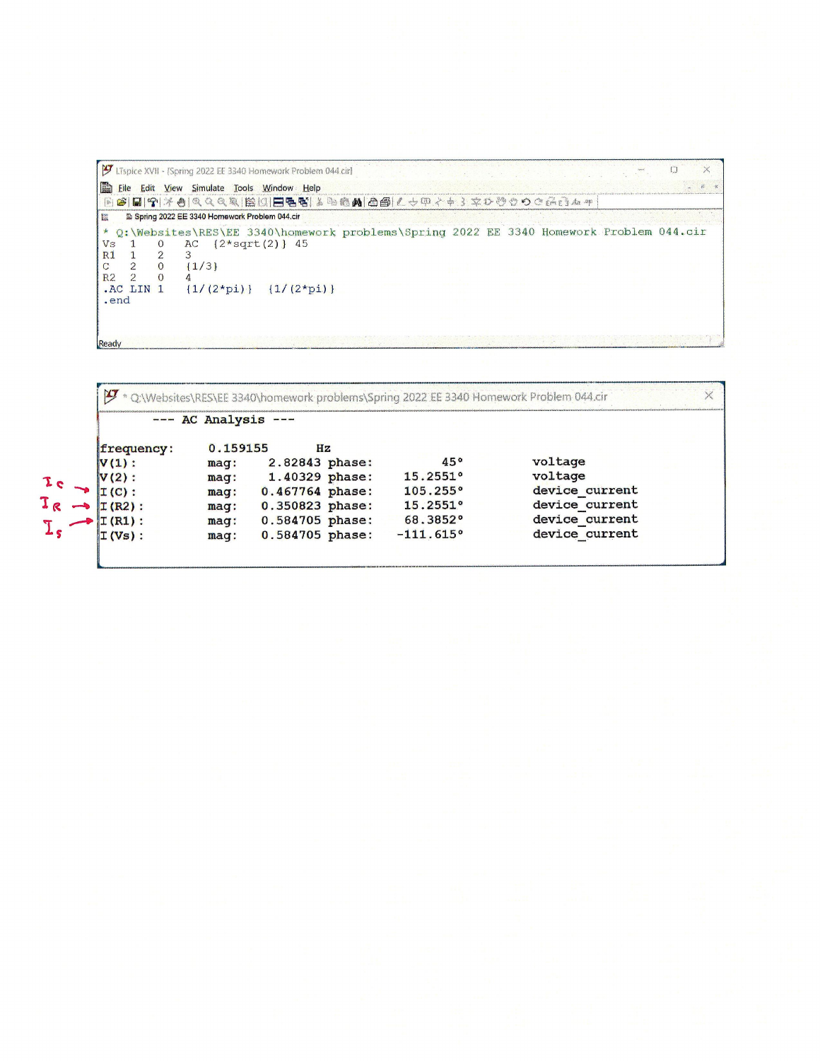LTspice XVII - [Spring 2022 EE 3340 Homework Problem 044.cir]

File Edit View Simulate Tools Window Help

Spring 2022 EE 3340 Homework Problem 044.cir

```
* Q:\Websites\RES\EE 3340\homework problems\Spring 2022 EE 3340 Homework Problem 044.cir
Vs   1   0   AC  {2*sqrt(2)} 45
R1   1   2   3
C    2   0   {1/3}
R2   2   0   4
.AC LIN 1    {1/(2*pi)}   {1/(2*pi)}
.end
```

Ready

\* Q:\Websites\RES\EE 3340\homework problems\Spring 2022 EE 3340 Homework Problem 044.cir

```
    --- AC Analysis ---

frequency:    0.159155      Hz
V(1):         mag:    2.82843 phase:        45°        voltage
V(2):         mag:    1.40329 phase:   15.2551°        voltage
I(C):         mag:   0.467764 phase:   105.255°        device_current
I(R2):        mag:   0.350823 phase:   15.2551°        device_current
I(R1):        mag:   0.584705 phase:   68.3852°        device_current
I(Vs):        mag:   0.584705 phase:  -111.615°        device_current
```

Handwritten annotations: $I_C \rightarrow$ I(C), $I_R \rightarrow$ I(R2), $I_s \rightarrow$ I(R1)